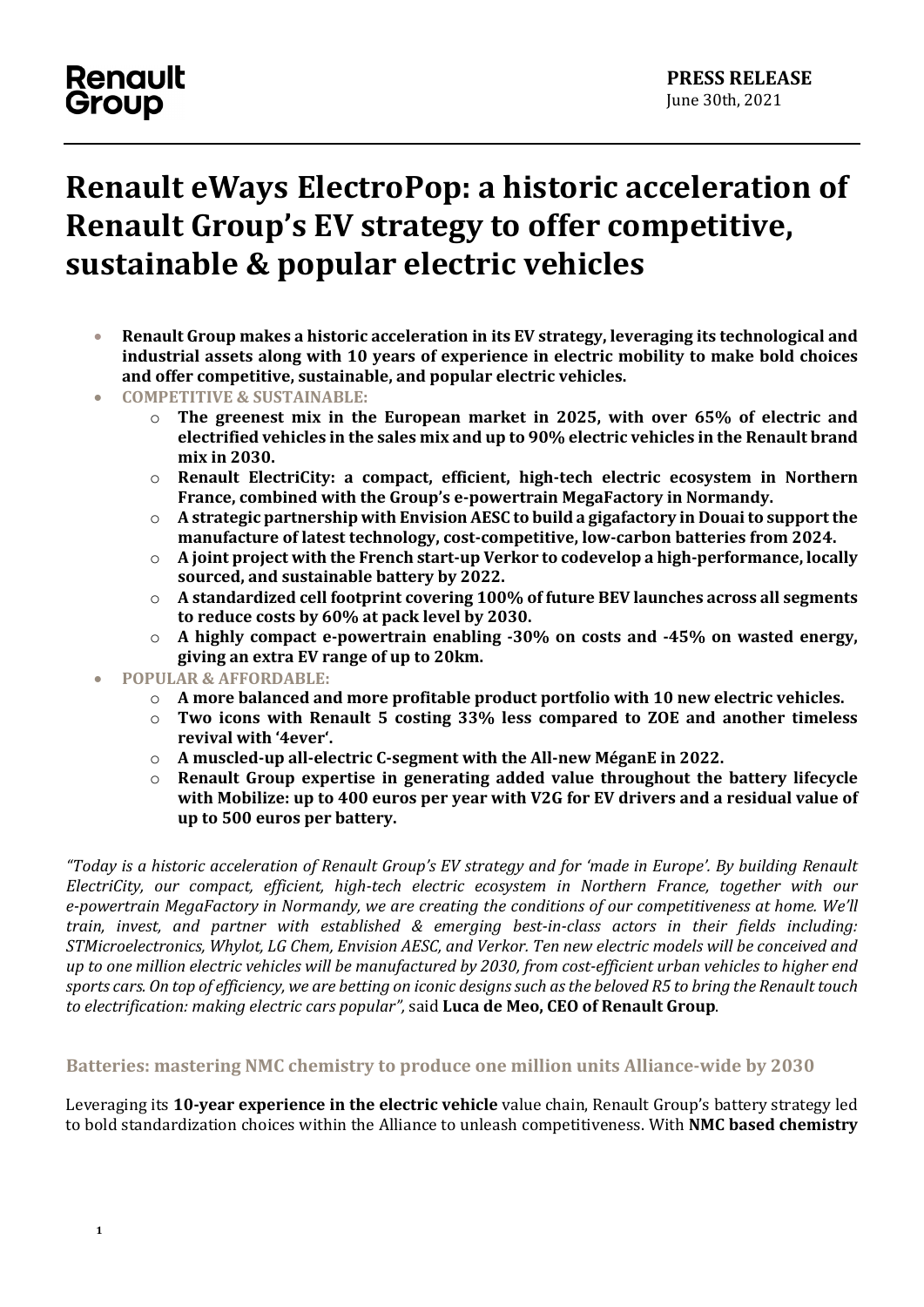Renault Group

**PRESS RELEASE**
June 30th, 2021

# Renault eWays ElectroPop: a historic acceleration of Renault Group's EV strategy to offer competitive, sustainable & popular electric vehicles

- **Renault Group makes a historic acceleration in its EV strategy, leveraging its technological and industrial assets along with 10 years of experience in electric mobility to make bold choices and offer competitive, sustainable, and popular electric vehicles.**
- **COMPETITIVE & SUSTAINABLE:**
    - **The greenest mix in the European market in 2025, with over 65% of electric and electrified vehicles in the sales mix and up to 90% electric vehicles in the Renault brand mix in 2030.**
    - **Renault ElectriCity: a compact, efficient, high-tech electric ecosystem in Northern France, combined with the Group's e-powertrain MegaFactory in Normandy.**
    - **A strategic partnership with Envision AESC to build a gigafactory in Douai to support the manufacture of latest technology, cost-competitive, low-carbon batteries from 2024.**
    - **A joint project with the French start-up Verkor to codevelop a high-performance, locally sourced, and sustainable battery by 2022.**
    - **A standardized cell footprint covering 100% of future BEV launches across all segments to reduce costs by 60% at pack level by 2030.**
    - **A highly compact e-powertrain enabling -30% on costs and -45% on wasted energy, giving an extra EV range of up to 20km.**
- **POPULAR & AFFORDABLE:**
    - **A more balanced and more profitable product portfolio with 10 new electric vehicles.**
    - **Two icons with Renault 5 costing 33% less compared to ZOE and another timeless revival with '4ever'.**
    - **A muscled-up all-electric C-segment with the All-new MéganE in 2022.**
    - **Renault Group expertise in generating added value throughout the battery lifecycle with Mobilize: up to 400 euros per year with V2G for EV drivers and a residual value of up to 500 euros per battery.**

*"Today is a historic acceleration of Renault Group's EV strategy and for 'made in Europe'. By building Renault ElectriCity, our compact, efficient, high-tech electric ecosystem in Northern France, together with our e-powertrain MegaFactory in Normandy, we are creating the conditions of our competitiveness at home. We'll train, invest, and partner with established & emerging best-in-class actors in their fields including: STMicroelectronics, Whylot, LG Chem, Envision AESC, and Verkor. Ten new electric models will be conceived and up to one million electric vehicles will be manufactured by 2030, from cost-efficient urban vehicles to higher end sports cars. On top of efficiency, we are betting on iconic designs such as the beloved R5 to bring the Renault touch to electrification: making electric cars popular"*, said **Luca de Meo, CEO of Renault Group**.

## Batteries: mastering NMC chemistry to produce one million units Alliance-wide by 2030

Leveraging its **10-year experience in the electric vehicle** value chain, Renault Group's battery strategy led to bold standardization choices within the Alliance to unleash competitiveness. With **NMC based chemistry**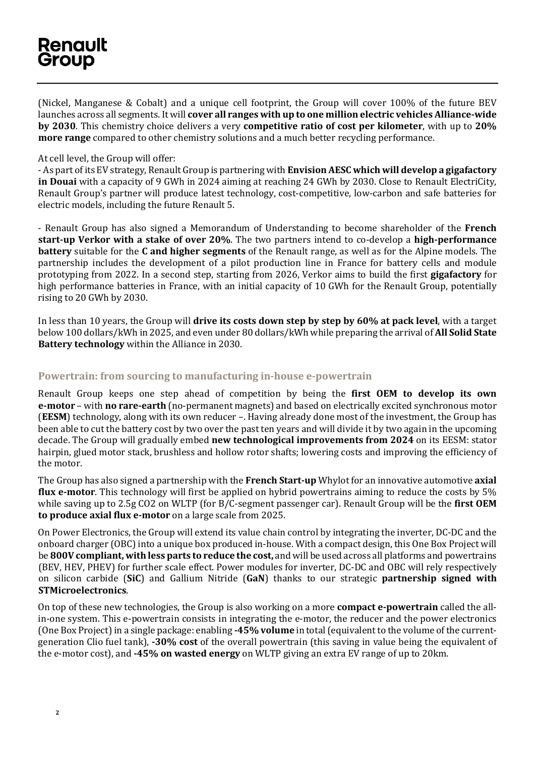(Nickel, Manganese & Cobalt) and a unique cell footprint, the Group will cover 100% of the future BEV launches across all segments. It will **cover all ranges with up to one million electric vehicles Alliance-wide by 2030**. This chemistry choice delivers a very **competitive ratio of cost per kilometer**, with up to **20% more range** compared to other chemistry solutions and a much better recycling performance.

At cell level, the Group will offer:

- As part of its EV strategy, Renault Group is partnering with **Envision AESC which will develop a gigafactory in Douai** with a capacity of 9 GWh in 2024 aiming at reaching 24 GWh by 2030. Close to Renault ElectriCity, Renault Group's partner will produce latest technology, cost-competitive, low-carbon and safe batteries for electric models, including the future Renault 5.

- Renault Group has also signed a Memorandum of Understanding to become shareholder of the **French start-up Verkor with a stake of over 20%**. The two partners intend to co-develop a **high-performance battery** suitable for the **C and higher segments** of the Renault range, as well as for the Alpine models. The partnership includes the development of a pilot production line in France for battery cells and module prototyping from 2022. In a second step, starting from 2026, Verkor aims to build the first **gigafactory** for high performance batteries in France, with an initial capacity of 10 GWh for the Renault Group, potentially rising to 20 GWh by 2030.

In less than 10 years, the Group will **drive its costs down step by step by 60% at pack level**, with a target below 100 dollars/kWh in 2025, and even under 80 dollars/kWh while preparing the arrival of **All Solid State Battery technology** within the Alliance in 2030.

## Powertrain: from sourcing to manufacturing in-house e-powertrain

Renault Group keeps one step ahead of competition by being the **first OEM to develop its own e-motor** – with **no rare-earth** (no-permanent magnets) and based on electrically excited synchronous motor (**EESM**) technology, along with its own reducer –. Having already done most of the investment, the Group has been able to cut the battery cost by two over the past ten years and will divide it by two again in the upcoming decade. The Group will gradually embed **new technological improvements from 2024** on its EESM: stator hairpin, glued motor stack, brushless and hollow rotor shafts; lowering costs and improving the efficiency of the motor.

The Group has also signed a partnership with the **French Start-up** Whylot for an innovative automotive **axial flux e-motor**. This technology will first be applied on hybrid powertrains aiming to reduce the costs by 5% while saving up to 2.5g CO2 on WLTP (for B/C-segment passenger car). Renault Group will be the **first OEM to produce axial flux e-motor** on a large scale from 2025.

On Power Electronics, the Group will extend its value chain control by integrating the inverter, DC-DC and the onboard charger (OBC) into a unique box produced in-house. With a compact design, this One Box Project will be **800V compliant, with less parts to reduce the cost,** and will be used across all platforms and powertrains (BEV, HEV, PHEV) for further scale effect. Power modules for inverter, DC-DC and OBC will rely respectively on silicon carbide (**SiC**) and Gallium Nitride (**GaN**) thanks to our strategic **partnership signed with STMicroelectronics**.

On top of these new technologies, the Group is also working on a more **compact e-powertrain** called the all-in-one system. This e-powertrain consists in integrating the e-motor, the reducer and the power electronics (One Box Project) in a single package: enabling **-45% volume** in total (equivalent to the volume of the current-generation Clio fuel tank), **-30% cost** of the overall powertrain (this saving in value being the equivalent of the e-motor cost), and **-45% on wasted energy** on WLTP giving an extra EV range of up to 20km.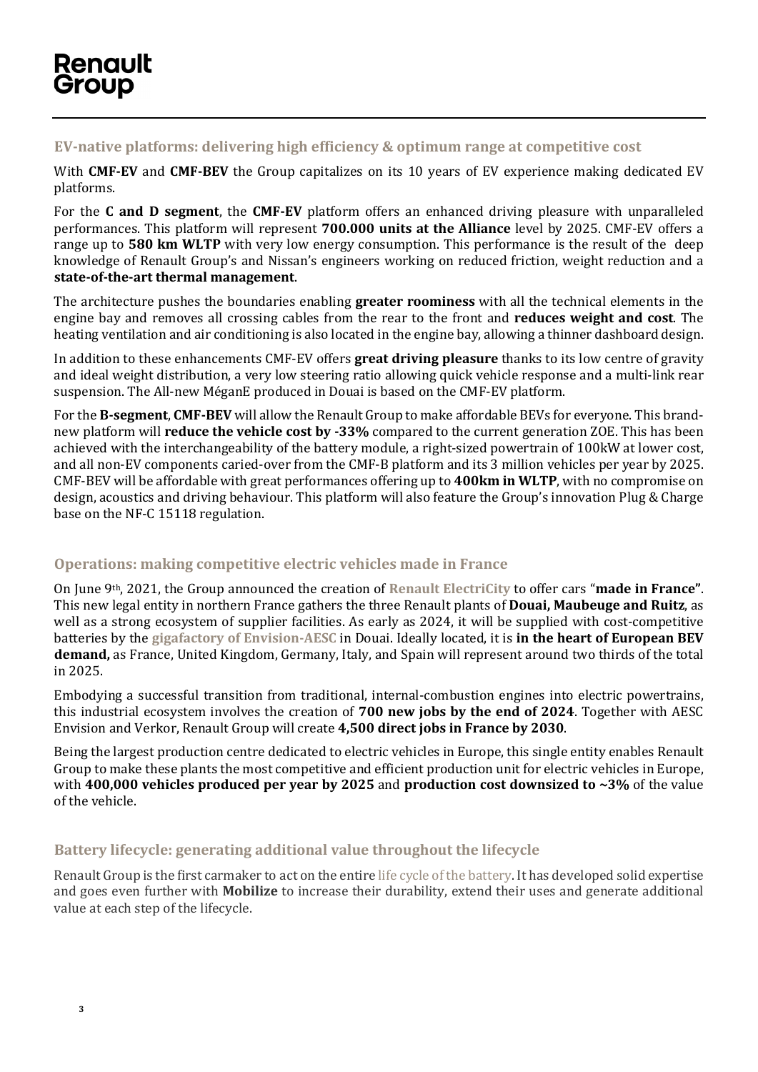## EV-native platforms: delivering high efficiency & optimum range at competitive cost

With **CMF-EV** and **CMF-BEV** the Group capitalizes on its 10 years of EV experience making dedicated EV platforms.

For the **C and D segment**, the **CMF-EV** platform offers an enhanced driving pleasure with unparalleled performances. This platform will represent **700.000 units at the Alliance** level by 2025. CMF-EV offers a range up to **580 km WLTP** with very low energy consumption. This performance is the result of the deep knowledge of Renault Group's and Nissan's engineers working on reduced friction, weight reduction and a **state-of-the-art thermal management**.

The architecture pushes the boundaries enabling **greater roominess** with all the technical elements in the engine bay and removes all crossing cables from the rear to the front and **reduces weight and cost**. The heating ventilation and air conditioning is also located in the engine bay, allowing a thinner dashboard design.

In addition to these enhancements CMF-EV offers **great driving pleasure** thanks to its low centre of gravity and ideal weight distribution, a very low steering ratio allowing quick vehicle response and a multi-link rear suspension. The All-new MéganE produced in Douai is based on the CMF-EV platform.

For the **B-segment**, **CMF-BEV** will allow the Renault Group to make affordable BEVs for everyone. This brand-new platform will **reduce the vehicle cost by -33%** compared to the current generation ZOE. This has been achieved with the interchangeability of the battery module, a right-sized powertrain of 100kW at lower cost, and all non-EV components caried-over from the CMF-B platform and its 3 million vehicles per year by 2025. CMF-BEV will be affordable with great performances offering up to **400km in WLTP**, with no compromise on design, acoustics and driving behaviour. This platform will also feature the Group's innovation Plug & Charge base on the NF-C 15118 regulation.

## Operations: making competitive electric vehicles made in France

On June 9th, 2021, the Group announced the creation of **Renault ElectriCity** to offer cars "**made in France"**. This new legal entity in northern France gathers the three Renault plants of **Douai, Maubeuge and Ruitz**, as well as a strong ecosystem of supplier facilities. As early as 2024, it will be supplied with cost-competitive batteries by the **gigafactory of Envision-AESC** in Douai. Ideally located, it is **in the heart of European BEV demand,** as France, United Kingdom, Germany, Italy, and Spain will represent around two thirds of the total in 2025.

Embodying a successful transition from traditional, internal-combustion engines into electric powertrains, this industrial ecosystem involves the creation of **700 new jobs by the end of 2024**. Together with AESC Envision and Verkor, Renault Group will create **4,500 direct jobs in France by 2030**.

Being the largest production centre dedicated to electric vehicles in Europe, this single entity enables Renault Group to make these plants the most competitive and efficient production unit for electric vehicles in Europe, with **400,000 vehicles produced per year by 2025** and **production cost downsized to ~3%** of the value of the vehicle.

## Battery lifecycle: generating additional value throughout the lifecycle

Renault Group is the first carmaker to act on the entire life cycle of the battery. It has developed solid expertise and goes even further with **Mobilize** to increase their durability, extend their uses and generate additional value at each step of the lifecycle.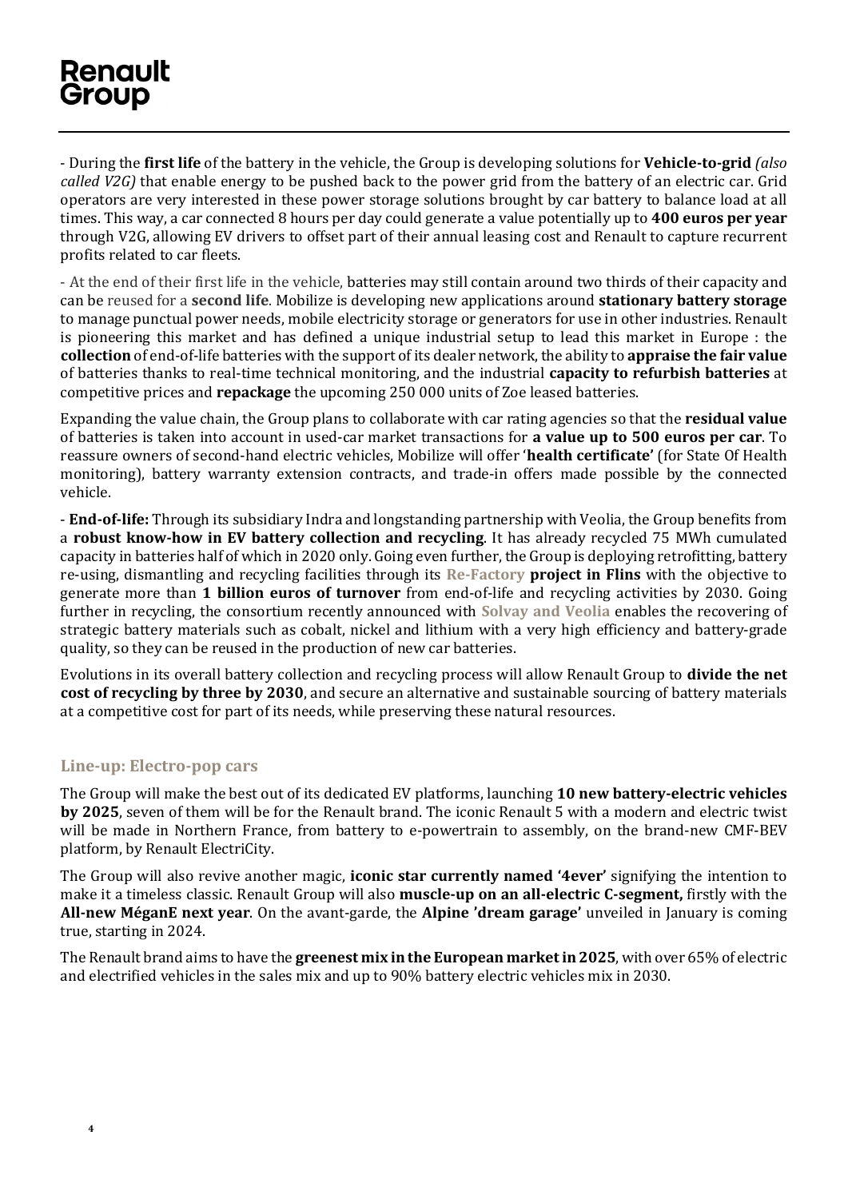- During the **first life** of the battery in the vehicle, the Group is developing solutions for **Vehicle-to-grid** *(also called V2G)* that enable energy to be pushed back to the power grid from the battery of an electric car. Grid operators are very interested in these power storage solutions brought by car battery to balance load at all times. This way, a car connected 8 hours per day could generate a value potentially up to **400 euros per year** through V2G, allowing EV drivers to offset part of their annual leasing cost and Renault to capture recurrent profits related to car fleets.

- At the end of their first life in the vehicle, batteries may still contain around two thirds of their capacity and can be reused for a **second life**. Mobilize is developing new applications around **stationary battery storage** to manage punctual power needs, mobile electricity storage or generators for use in other industries. Renault is pioneering this market and has defined a unique industrial setup to lead this market in Europe : the **collection** of end-of-life batteries with the support of its dealer network, the ability to **appraise the fair value** of batteries thanks to real-time technical monitoring, and the industrial **capacity to refurbish batteries** at competitive prices and **repackage** the upcoming 250 000 units of Zoe leased batteries.

Expanding the value chain, the Group plans to collaborate with car rating agencies so that the **residual value** of batteries is taken into account in used-car market transactions for **a value up to 500 euros per car**. To reassure owners of second-hand electric vehicles, Mobilize will offer '**health certificate'** (for State Of Health monitoring), battery warranty extension contracts, and trade-in offers made possible by the connected vehicle.

- **End-of-life:** Through its subsidiary Indra and longstanding partnership with Veolia, the Group benefits from a **robust know-how in EV battery collection and recycling**. It has already recycled 75 MWh cumulated capacity in batteries half of which in 2020 only. Going even further, the Group is deploying retrofitting, battery re-using, dismantling and recycling facilities through its **Re-Factory project in Flins** with the objective to generate more than **1 billion euros of turnover** from end-of-life and recycling activities by 2030. Going further in recycling, the consortium recently announced with **Solvay and Veolia** enables the recovering of strategic battery materials such as cobalt, nickel and lithium with a very high efficiency and battery-grade quality, so they can be reused in the production of new car batteries.

Evolutions in its overall battery collection and recycling process will allow Renault Group to **divide the net cost of recycling by three by 2030**, and secure an alternative and sustainable sourcing of battery materials at a competitive cost for part of its needs, while preserving these natural resources.

## Line-up: Electro-pop cars

The Group will make the best out of its dedicated EV platforms, launching **10 new battery-electric vehicles by 2025**, seven of them will be for the Renault brand. The iconic Renault 5 with a modern and electric twist will be made in Northern France, from battery to e-powertrain to assembly, on the brand-new CMF-BEV platform, by Renault ElectriCity.

The Group will also revive another magic, **iconic star currently named '4ever'** signifying the intention to make it a timeless classic. Renault Group will also **muscle-up on an all-electric C-segment,** firstly with the **All-new MéganE next year**. On the avant-garde, the **Alpine 'dream garage'** unveiled in January is coming true, starting in 2024.

The Renault brand aims to have the **greenest mix in the European market in 2025**, with over 65% of electric and electrified vehicles in the sales mix and up to 90% battery electric vehicles mix in 2030.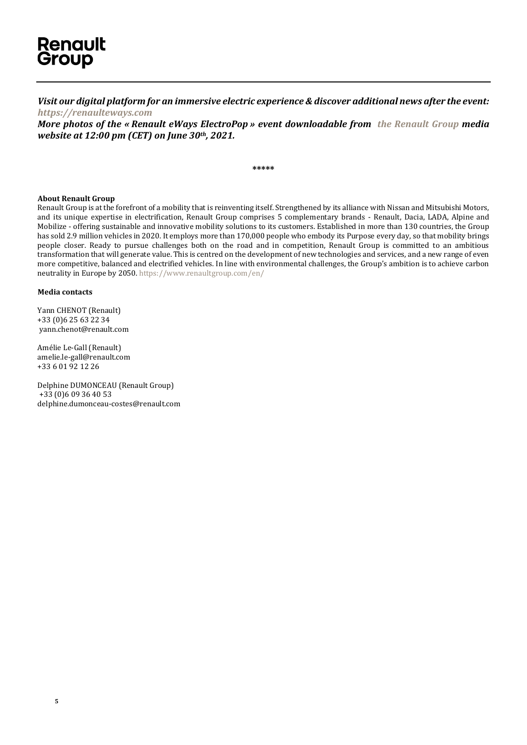*Visit our digital platform for an immersive electric experience & discover additional news after the event: https://renaulteways.com*

*More photos of the « Renault eWays ElectroPop » event downloadable from the Renault Group media website at 12:00 pm (CET) on June 30th, 2021.*

*****

**About Renault Group**

Renault Group is at the forefront of a mobility that is reinventing itself. Strengthened by its alliance with Nissan and Mitsubishi Motors, and its unique expertise in electrification, Renault Group comprises 5 complementary brands - Renault, Dacia, LADA, Alpine and Mobilize - offering sustainable and innovative mobility solutions to its customers. Established in more than 130 countries, the Group has sold 2.9 million vehicles in 2020. It employs more than 170,000 people who embody its Purpose every day, so that mobility brings people closer. Ready to pursue challenges both on the road and in competition, Renault Group is committed to an ambitious transformation that will generate value. This is centred on the development of new technologies and services, and a new range of even more competitive, balanced and electrified vehicles. In line with environmental challenges, the Group's ambition is to achieve carbon neutrality in Europe by 2050. https://www.renaultgroup.com/en/

**Media contacts**

Yann CHENOT (Renault)
+33 (0)6 25 63 22 34
yann.chenot@renault.com

Amélie Le-Gall (Renault)
amelie.le-gall@renault.com
+33 6 01 92 12 26

Delphine DUMONCEAU (Renault Group)
+33 (0)6 09 36 40 53
delphine.dumonceau-costes@renault.com